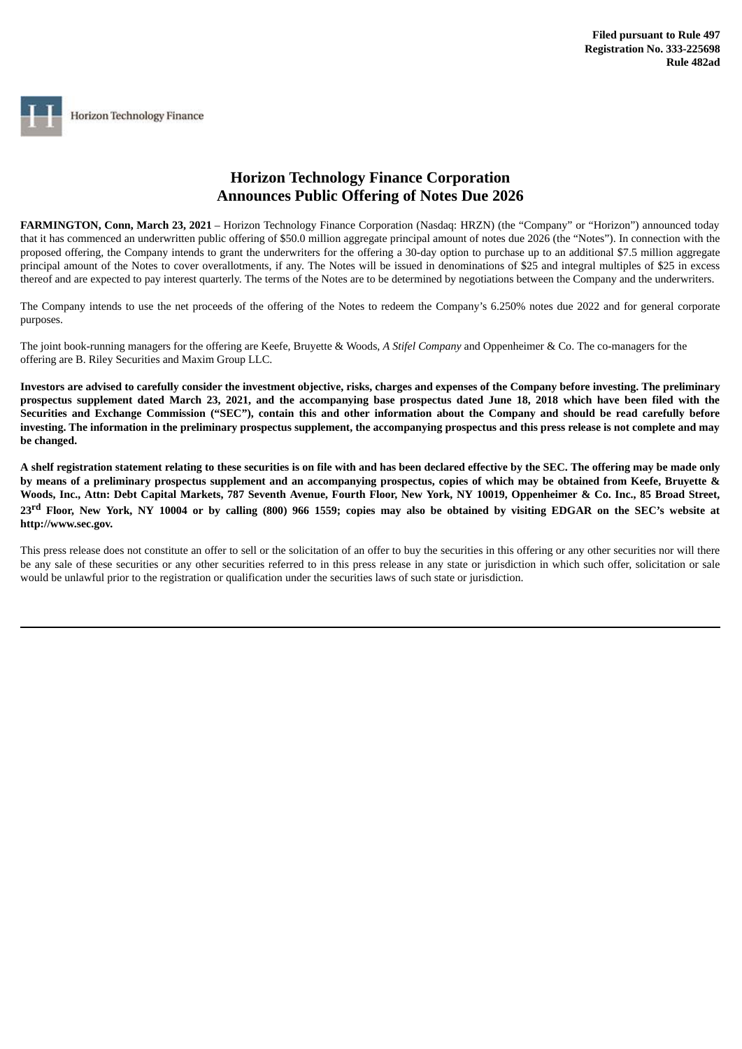**Filed pursuant to Rule 497**
**Registration No. 333-225698**
**Rule 482ad**

Horizon Technology Finance

# Horizon Technology Finance Corporation Announces Public Offering of Notes Due 2026

**FARMINGTON, Conn, March 23, 2021** – Horizon Technology Finance Corporation (Nasdaq: HRZN) (the "Company" or "Horizon") announced today that it has commenced an underwritten public offering of $50.0 million aggregate principal amount of notes due 2026 (the "Notes"). In connection with the proposed offering, the Company intends to grant the underwriters for the offering a 30-day option to purchase up to an additional $7.5 million aggregate principal amount of the Notes to cover overallotments, if any. The Notes will be issued in denominations of $25 and integral multiples of $25 in excess thereof and are expected to pay interest quarterly. The terms of the Notes are to be determined by negotiations between the Company and the underwriters.

The Company intends to use the net proceeds of the offering of the Notes to redeem the Company's 6.250% notes due 2022 and for general corporate purposes.

The joint book-running managers for the offering are Keefe, Bruyette & Woods, *A Stifel Company* and Oppenheimer & Co. The co-managers for the offering are B. Riley Securities and Maxim Group LLC.

**Investors are advised to carefully consider the investment objective, risks, charges and expenses of the Company before investing. The preliminary prospectus supplement dated March 23, 2021, and the accompanying base prospectus dated June 18, 2018 which have been filed with the Securities and Exchange Commission ("SEC"), contain this and other information about the Company and should be read carefully before investing. The information in the preliminary prospectus supplement, the accompanying prospectus and this press release is not complete and may be changed.**

**A shelf registration statement relating to these securities is on file with and has been declared effective by the SEC. The offering may be made only by means of a preliminary prospectus supplement and an accompanying prospectus, copies of which may be obtained from Keefe, Bruyette & Woods, Inc., Attn: Debt Capital Markets, 787 Seventh Avenue, Fourth Floor, New York, NY 10019, Oppenheimer & Co. Inc., 85 Broad Street, 23rd Floor, New York, NY 10004 or by calling (800) 966 1559; copies may also be obtained by visiting EDGAR on the SEC's website at http://www.sec.gov.**

This press release does not constitute an offer to sell or the solicitation of an offer to buy the securities in this offering or any other securities nor will there be any sale of these securities or any other securities referred to in this press release in any state or jurisdiction in which such offer, solicitation or sale would be unlawful prior to the registration or qualification under the securities laws of such state or jurisdiction.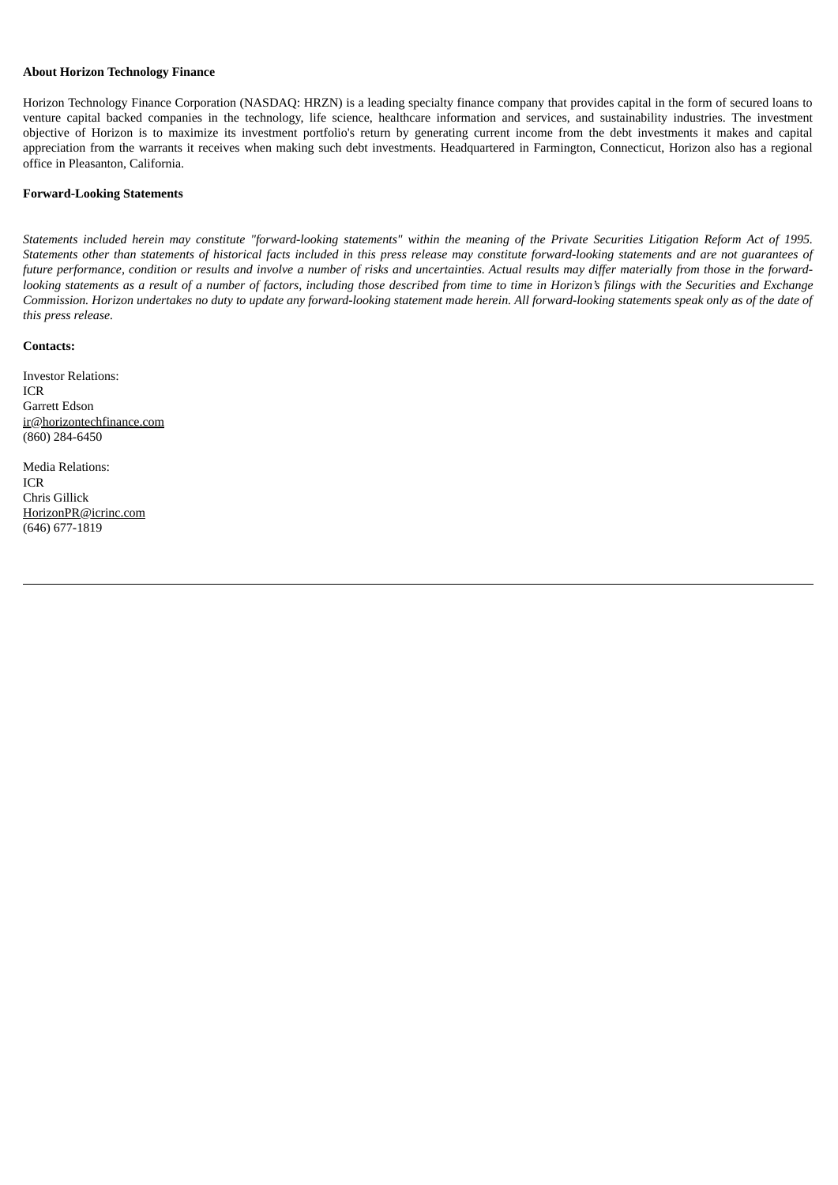**About Horizon Technology Finance**

Horizon Technology Finance Corporation (NASDAQ: HRZN) is a leading specialty finance company that provides capital in the form of secured loans to venture capital backed companies in the technology, life science, healthcare information and services, and sustainability industries. The investment objective of Horizon is to maximize its investment portfolio's return by generating current income from the debt investments it makes and capital appreciation from the warrants it receives when making such debt investments. Headquartered in Farmington, Connecticut, Horizon also has a regional office in Pleasanton, California.

**Forward-Looking Statements**

*Statements included herein may constitute "forward-looking statements" within the meaning of the Private Securities Litigation Reform Act of 1995. Statements other than statements of historical facts included in this press release may constitute forward-looking statements and are not guarantees of future performance, condition or results and involve a number of risks and uncertainties. Actual results may differ materially from those in the forward-looking statements as a result of a number of factors, including those described from time to time in Horizon's filings with the Securities and Exchange Commission. Horizon undertakes no duty to update any forward-looking statement made herein. All forward-looking statements speak only as of the date of this press release.*

**Contacts:**

Investor Relations:
ICR
Garrett Edson
ir@horizontechfinance.com
(860) 284-6450

Media Relations:
ICR
Chris Gillick
HorizonPR@icrinc.com
(646) 677-1819